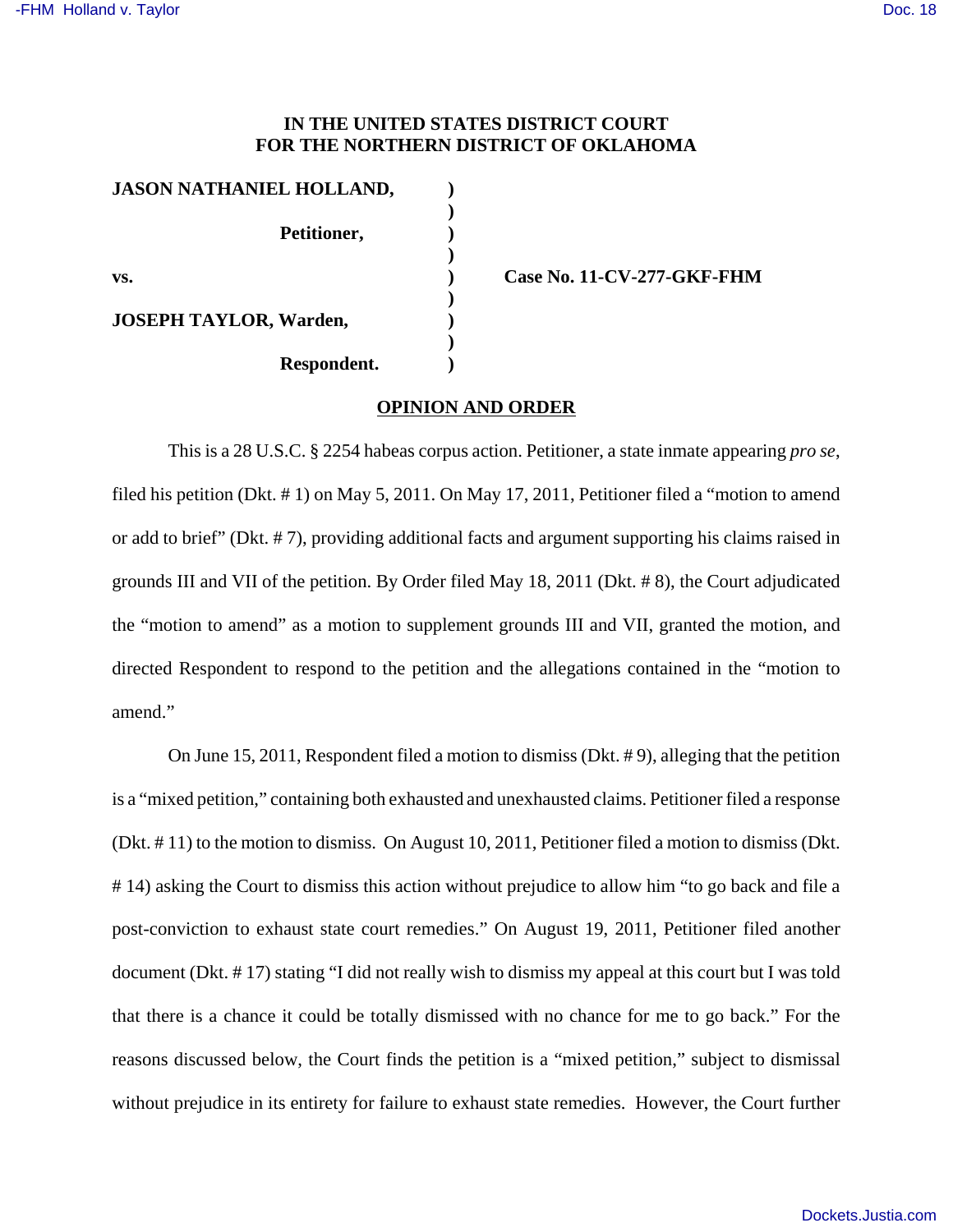**IN THE UNITED STATES DISTRICT COURT**
**FOR THE NORTHERN DISTRICT OF OKLAHOMA**

| | | |
|---|---|---|
| **JASON NATHANIEL HOLLAND,** | ) | |
| | ) | |
| **Petitioner,** | ) | |
| | ) | |
| **vs.** | ) | **Case No. 11-CV-277-GKF-FHM** |
| | ) | |
| **JOSEPH TAYLOR, Warden,** | ) | |
| | ) | |
| **Respondent.** | ) | |

## OPINION AND ORDER

This is a 28 U.S.C. § 2254 habeas corpus action. Petitioner, a state inmate appearing *pro se*, filed his petition (Dkt. # 1) on May 5, 2011. On May 17, 2011, Petitioner filed a "motion to amend or add to brief" (Dkt. # 7), providing additional facts and argument supporting his claims raised in grounds III and VII of the petition. By Order filed May 18, 2011 (Dkt. # 8), the Court adjudicated the "motion to amend" as a motion to supplement grounds III and VII, granted the motion, and directed Respondent to respond to the petition and the allegations contained in the "motion to amend."

On June 15, 2011, Respondent filed a motion to dismiss (Dkt. # 9), alleging that the petition is a "mixed petition," containing both exhausted and unexhausted claims. Petitioner filed a response (Dkt. # 11) to the motion to dismiss. On August 10, 2011, Petitioner filed a motion to dismiss (Dkt. # 14) asking the Court to dismiss this action without prejudice to allow him "to go back and file a post-conviction to exhaust state court remedies." On August 19, 2011, Petitioner filed another document (Dkt. # 17) stating "I did not really wish to dismiss my appeal at this court but I was told that there is a chance it could be totally dismissed with no chance for me to go back." For the reasons discussed below, the Court finds the petition is a "mixed petition," subject to dismissal without prejudice in its entirety for failure to exhaust state remedies. However, the Court further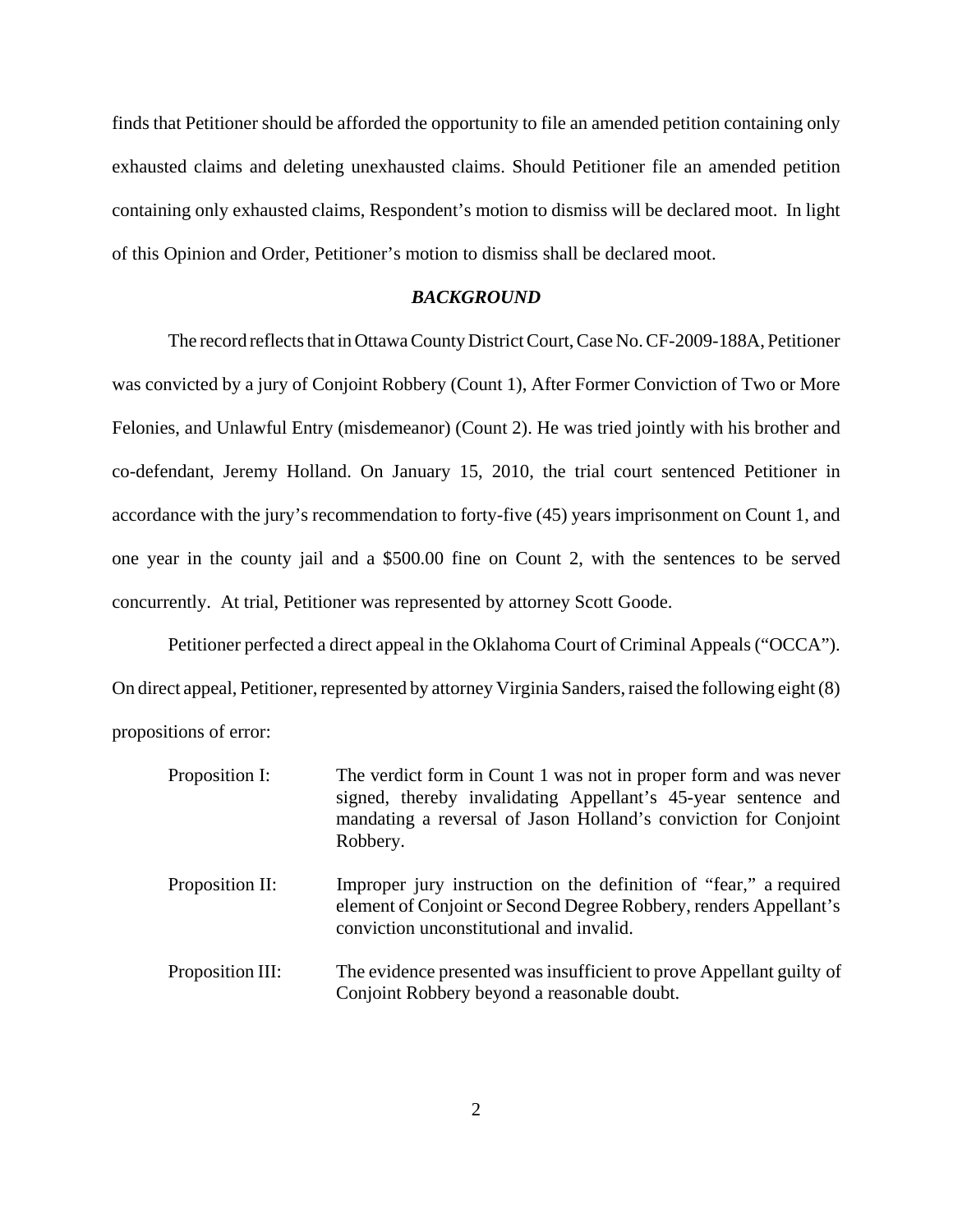finds that Petitioner should be afforded the opportunity to file an amended petition containing only exhausted claims and deleting unexhausted claims. Should Petitioner file an amended petition containing only exhausted claims, Respondent's motion to dismiss will be declared moot. In light of this Opinion and Order, Petitioner's motion to dismiss shall be declared moot.

## ***BACKGROUND***

The record reflects that in Ottawa County District Court, Case No. CF-2009-188A, Petitioner was convicted by a jury of Conjoint Robbery (Count 1), After Former Conviction of Two or More Felonies, and Unlawful Entry (misdemeanor) (Count 2). He was tried jointly with his brother and co-defendant, Jeremy Holland. On January 15, 2010, the trial court sentenced Petitioner in accordance with the jury's recommendation to forty-five (45) years imprisonment on Count 1, and one year in the county jail and a $500.00 fine on Count 2, with the sentences to be served concurrently. At trial, Petitioner was represented by attorney Scott Goode.

Petitioner perfected a direct appeal in the Oklahoma Court of Criminal Appeals ("OCCA"). On direct appeal, Petitioner, represented by attorney Virginia Sanders, raised the following eight (8) propositions of error:

Proposition I: The verdict form in Count 1 was not in proper form and was never signed, thereby invalidating Appellant's 45-year sentence and mandating a reversal of Jason Holland's conviction for Conjoint Robbery.

Proposition II: Improper jury instruction on the definition of "fear," a required element of Conjoint or Second Degree Robbery, renders Appellant's conviction unconstitutional and invalid.

Proposition III: The evidence presented was insufficient to prove Appellant guilty of Conjoint Robbery beyond a reasonable doubt.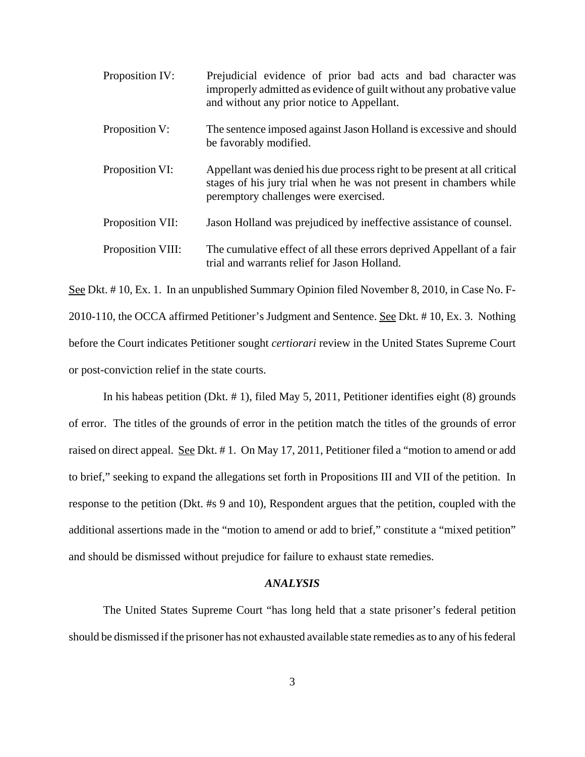| | |
|---|---|
| Proposition IV: | Prejudicial evidence of prior bad acts and bad character was improperly admitted as evidence of guilt without any probative value and without any prior notice to Appellant. |
| Proposition V: | The sentence imposed against Jason Holland is excessive and should be favorably modified. |
| Proposition VI: | Appellant was denied his due process right to be present at all critical stages of his jury trial when he was not present in chambers while peremptory challenges were exercised. |
| Proposition VII: | Jason Holland was prejudiced by ineffective assistance of counsel. |
| Proposition VIII: | The cumulative effect of all these errors deprived Appellant of a fair trial and warrants relief for Jason Holland. |

See Dkt. # 10, Ex. 1. In an unpublished Summary Opinion filed November 8, 2010, in Case No. F-2010-110, the OCCA affirmed Petitioner's Judgment and Sentence. See Dkt. # 10, Ex. 3. Nothing before the Court indicates Petitioner sought *certiorari* review in the United States Supreme Court or post-conviction relief in the state courts.

In his habeas petition (Dkt. # 1), filed May 5, 2011, Petitioner identifies eight (8) grounds of error. The titles of the grounds of error in the petition match the titles of the grounds of error raised on direct appeal. See Dkt. # 1. On May 17, 2011, Petitioner filed a "motion to amend or add to brief," seeking to expand the allegations set forth in Propositions III and VII of the petition. In response to the petition (Dkt. #s 9 and 10), Respondent argues that the petition, coupled with the additional assertions made in the "motion to amend or add to brief," constitute a "mixed petition" and should be dismissed without prejudice for failure to exhaust state remedies.

## *ANALYSIS*

The United States Supreme Court "has long held that a state prisoner's federal petition should be dismissed if the prisoner has not exhausted available state remedies as to any of his federal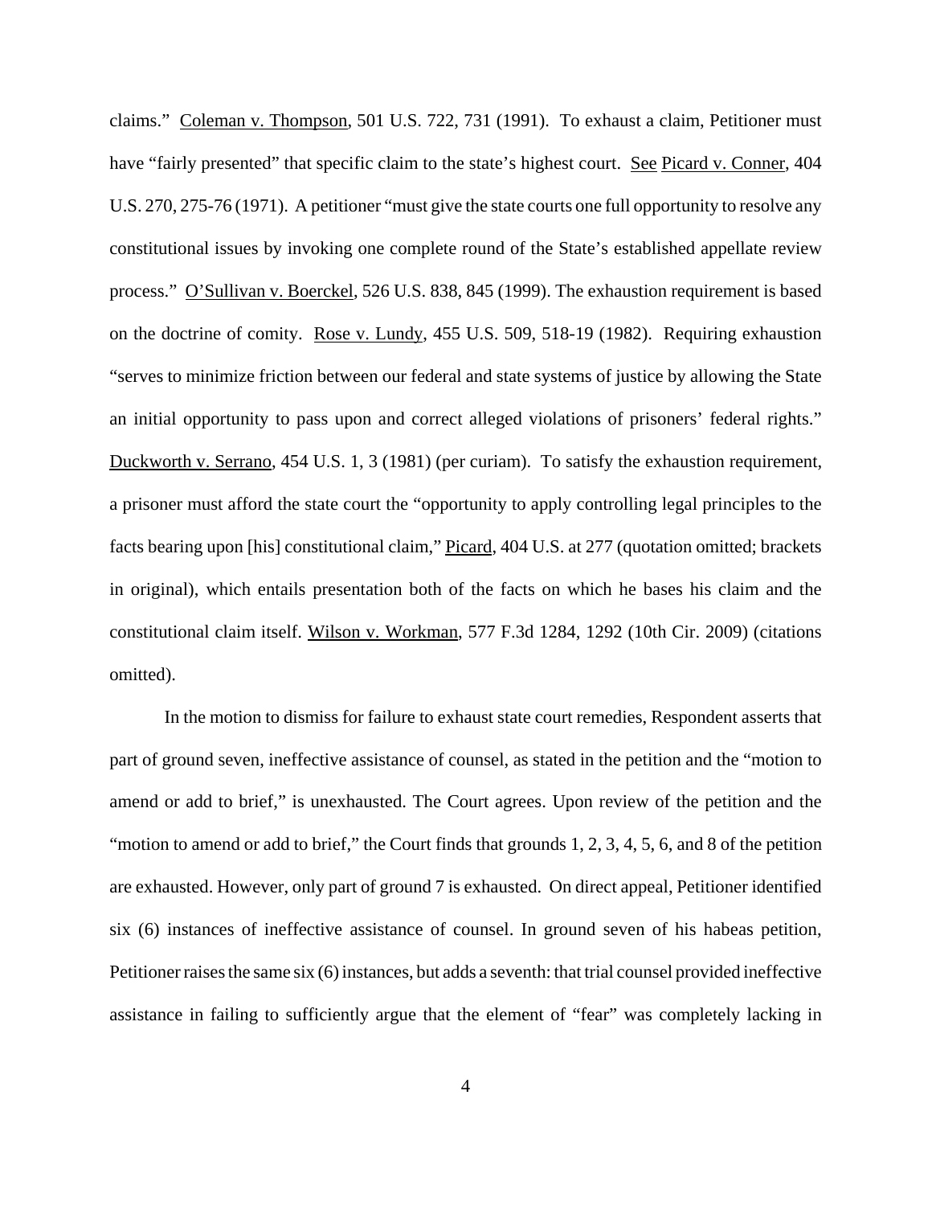claims." Coleman v. Thompson, 501 U.S. 722, 731 (1991). To exhaust a claim, Petitioner must have "fairly presented" that specific claim to the state's highest court. See Picard v. Conner, 404 U.S. 270, 275-76 (1971). A petitioner "must give the state courts one full opportunity to resolve any constitutional issues by invoking one complete round of the State's established appellate review process." O'Sullivan v. Boerckel, 526 U.S. 838, 845 (1999). The exhaustion requirement is based on the doctrine of comity. Rose v. Lundy, 455 U.S. 509, 518-19 (1982). Requiring exhaustion "serves to minimize friction between our federal and state systems of justice by allowing the State an initial opportunity to pass upon and correct alleged violations of prisoners' federal rights." Duckworth v. Serrano, 454 U.S. 1, 3 (1981) (per curiam). To satisfy the exhaustion requirement, a prisoner must afford the state court the "opportunity to apply controlling legal principles to the facts bearing upon [his] constitutional claim," Picard, 404 U.S. at 277 (quotation omitted; brackets in original), which entails presentation both of the facts on which he bases his claim and the constitutional claim itself. Wilson v. Workman, 577 F.3d 1284, 1292 (10th Cir. 2009) (citations omitted).

In the motion to dismiss for failure to exhaust state court remedies, Respondent asserts that part of ground seven, ineffective assistance of counsel, as stated in the petition and the "motion to amend or add to brief," is unexhausted. The Court agrees. Upon review of the petition and the "motion to amend or add to brief," the Court finds that grounds 1, 2, 3, 4, 5, 6, and 8 of the petition are exhausted. However, only part of ground 7 is exhausted. On direct appeal, Petitioner identified six (6) instances of ineffective assistance of counsel. In ground seven of his habeas petition, Petitioner raises the same six (6) instances, but adds a seventh: that trial counsel provided ineffective assistance in failing to sufficiently argue that the element of "fear" was completely lacking in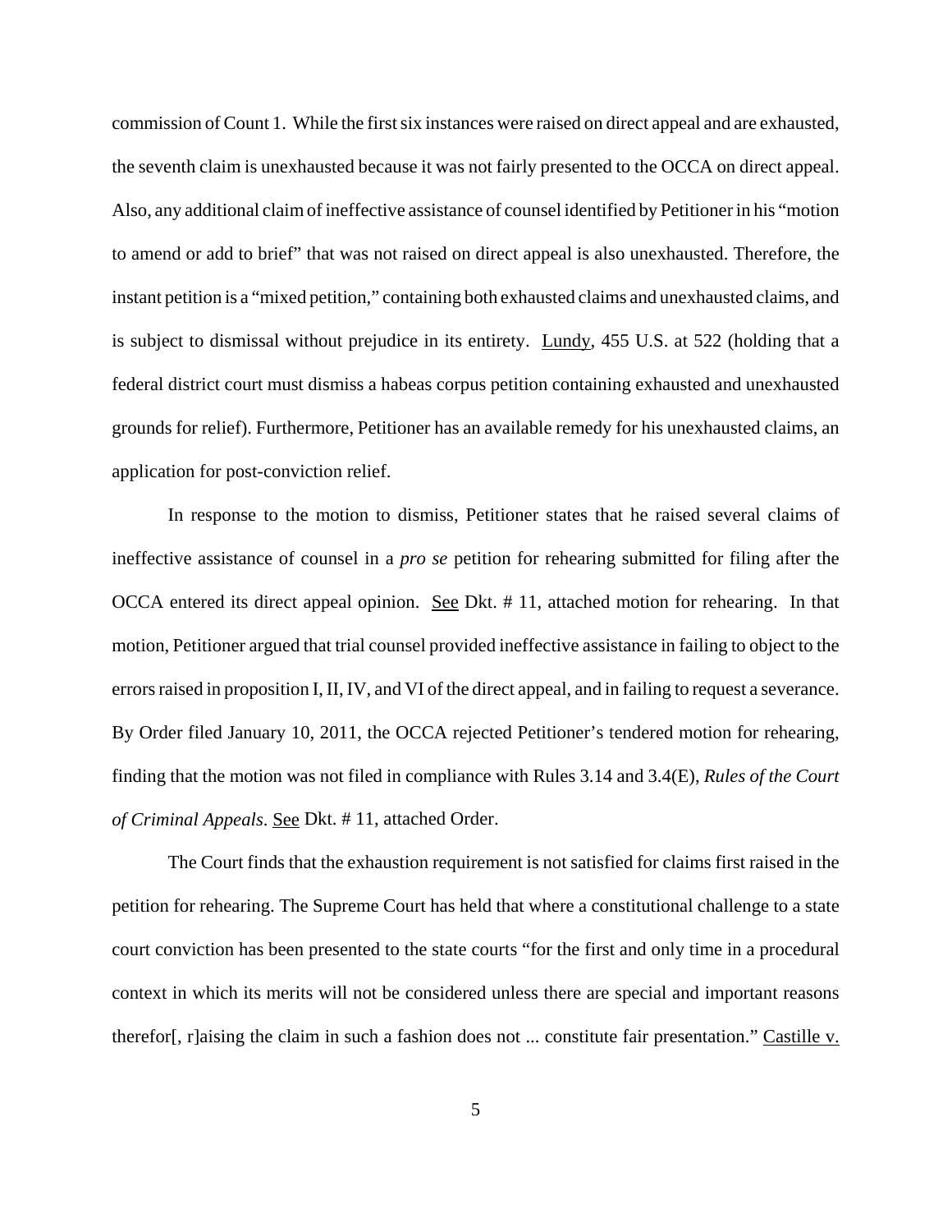commission of Count 1. While the first six instances were raised on direct appeal and are exhausted, the seventh claim is unexhausted because it was not fairly presented to the OCCA on direct appeal. Also, any additional claim of ineffective assistance of counsel identified by Petitioner in his "motion to amend or add to brief" that was not raised on direct appeal is also unexhausted. Therefore, the instant petition is a "mixed petition," containing both exhausted claims and unexhausted claims, and is subject to dismissal without prejudice in its entirety. Lundy, 455 U.S. at 522 (holding that a federal district court must dismiss a habeas corpus petition containing exhausted and unexhausted grounds for relief). Furthermore, Petitioner has an available remedy for his unexhausted claims, an application for post-conviction relief.

In response to the motion to dismiss, Petitioner states that he raised several claims of ineffective assistance of counsel in a *pro se* petition for rehearing submitted for filing after the OCCA entered its direct appeal opinion. See Dkt. # 11, attached motion for rehearing. In that motion, Petitioner argued that trial counsel provided ineffective assistance in failing to object to the errors raised in proposition I, II, IV, and VI of the direct appeal, and in failing to request a severance. By Order filed January 10, 2011, the OCCA rejected Petitioner's tendered motion for rehearing, finding that the motion was not filed in compliance with Rules 3.14 and 3.4(E), *Rules of the Court of Criminal Appeals*. See Dkt. # 11, attached Order.

The Court finds that the exhaustion requirement is not satisfied for claims first raised in the petition for rehearing. The Supreme Court has held that where a constitutional challenge to a state court conviction has been presented to the state courts "for the first and only time in a procedural context in which its merits will not be considered unless there are special and important reasons therefor[, r]aising the claim in such a fashion does not ... constitute fair presentation." Castille v.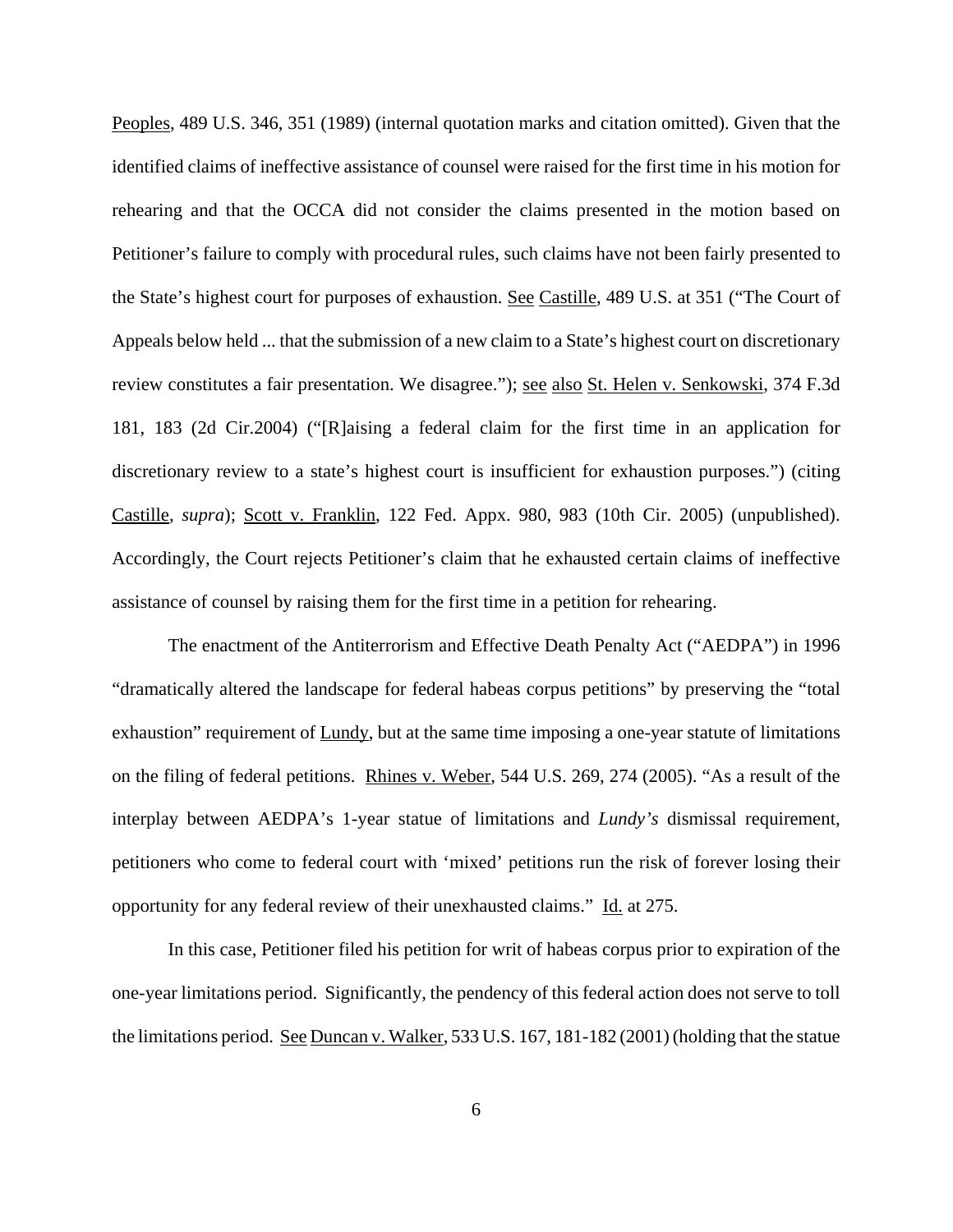Peoples, 489 U.S. 346, 351 (1989) (internal quotation marks and citation omitted). Given that the identified claims of ineffective assistance of counsel were raised for the first time in his motion for rehearing and that the OCCA did not consider the claims presented in the motion based on Petitioner's failure to comply with procedural rules, such claims have not been fairly presented to the State's highest court for purposes of exhaustion. See Castille, 489 U.S. at 351 ("The Court of Appeals below held ... that the submission of a new claim to a State's highest court on discretionary review constitutes a fair presentation. We disagree."); see also St. Helen v. Senkowski, 374 F.3d 181, 183 (2d Cir.2004) ("[R]aising a federal claim for the first time in an application for discretionary review to a state's highest court is insufficient for exhaustion purposes.") (citing Castille, *supra*); Scott v. Franklin, 122 Fed. Appx. 980, 983 (10th Cir. 2005) (unpublished). Accordingly, the Court rejects Petitioner's claim that he exhausted certain claims of ineffective assistance of counsel by raising them for the first time in a petition for rehearing.

The enactment of the Antiterrorism and Effective Death Penalty Act ("AEDPA") in 1996 "dramatically altered the landscape for federal habeas corpus petitions" by preserving the "total exhaustion" requirement of Lundy, but at the same time imposing a one-year statute of limitations on the filing of federal petitions. Rhines v. Weber, 544 U.S. 269, 274 (2005). "As a result of the interplay between AEDPA's 1-year statue of limitations and *Lundy's* dismissal requirement, petitioners who come to federal court with 'mixed' petitions run the risk of forever losing their opportunity for any federal review of their unexhausted claims." Id. at 275.

In this case, Petitioner filed his petition for writ of habeas corpus prior to expiration of the one-year limitations period. Significantly, the pendency of this federal action does not serve to toll the limitations period. See Duncan v. Walker, 533 U.S. 167, 181-182 (2001) (holding that the statue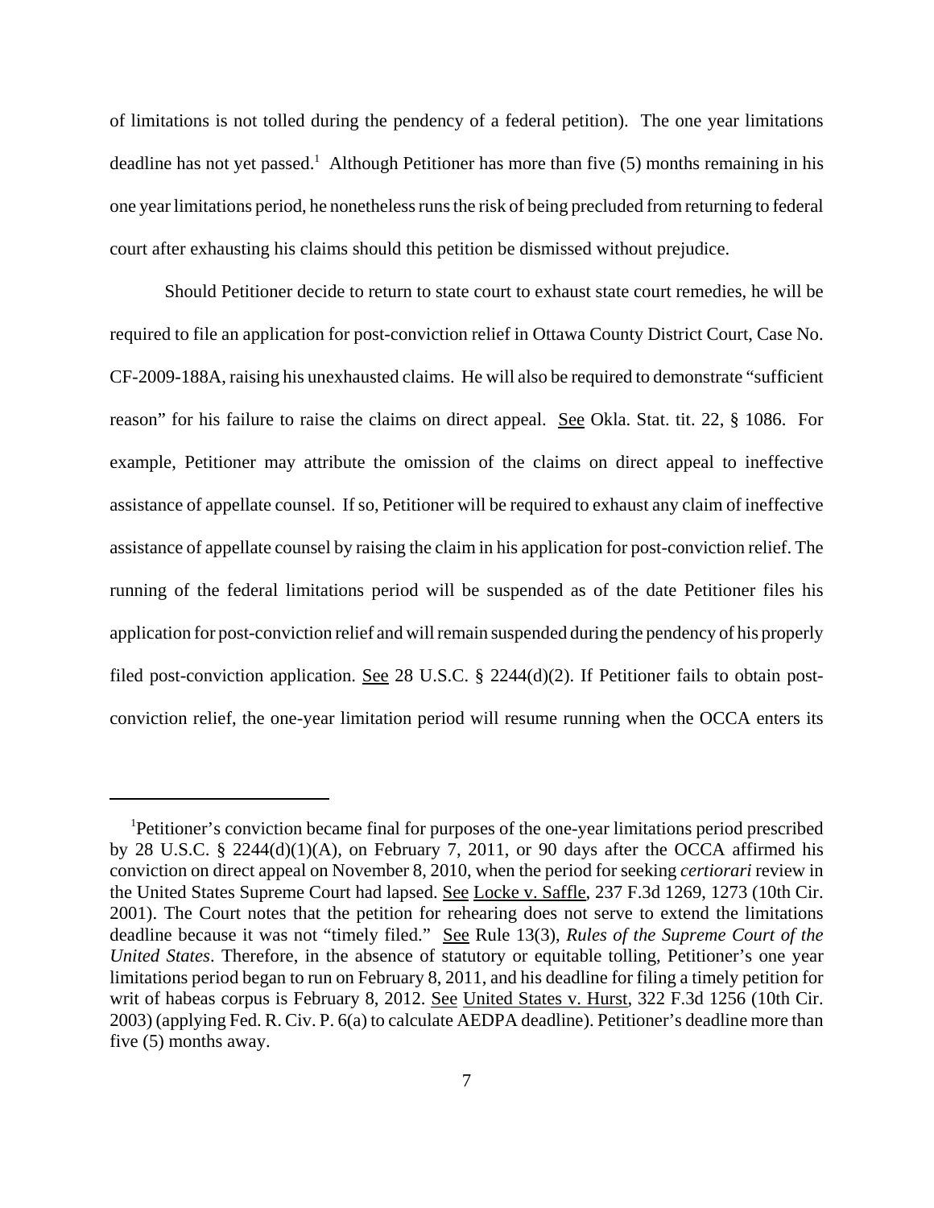of limitations is not tolled during the pendency of a federal petition). The one year limitations deadline has not yet passed.[1] Although Petitioner has more than five (5) months remaining in his one year limitations period, he nonetheless runs the risk of being precluded from returning to federal court after exhausting his claims should this petition be dismissed without prejudice.

Should Petitioner decide to return to state court to exhaust state court remedies, he will be required to file an application for post-conviction relief in Ottawa County District Court, Case No. CF-2009-188A, raising his unexhausted claims. He will also be required to demonstrate "sufficient reason" for his failure to raise the claims on direct appeal. See Okla. Stat. tit. 22, § 1086. For example, Petitioner may attribute the omission of the claims on direct appeal to ineffective assistance of appellate counsel. If so, Petitioner will be required to exhaust any claim of ineffective assistance of appellate counsel by raising the claim in his application for post-conviction relief. The running of the federal limitations period will be suspended as of the date Petitioner files his application for post-conviction relief and will remain suspended during the pendency of his properly filed post-conviction application. See 28 U.S.C. § 2244(d)(2). If Petitioner fails to obtain post-conviction relief, the one-year limitation period will resume running when the OCCA enters its

---

[1]Petitioner's conviction became final for purposes of the one-year limitations period prescribed by 28 U.S.C. § 2244(d)(1)(A), on February 7, 2011, or 90 days after the OCCA affirmed his conviction on direct appeal on November 8, 2010, when the period for seeking *certiorari* review in the United States Supreme Court had lapsed. See Locke v. Saffle, 237 F.3d 1269, 1273 (10th Cir. 2001). The Court notes that the petition for rehearing does not serve to extend the limitations deadline because it was not "timely filed." See Rule 13(3), *Rules of the Supreme Court of the United States*. Therefore, in the absence of statutory or equitable tolling, Petitioner's one year limitations period began to run on February 8, 2011, and his deadline for filing a timely petition for writ of habeas corpus is February 8, 2012. See United States v. Hurst, 322 F.3d 1256 (10th Cir. 2003) (applying Fed. R. Civ. P. 6(a) to calculate AEDPA deadline). Petitioner's deadline more than five (5) months away.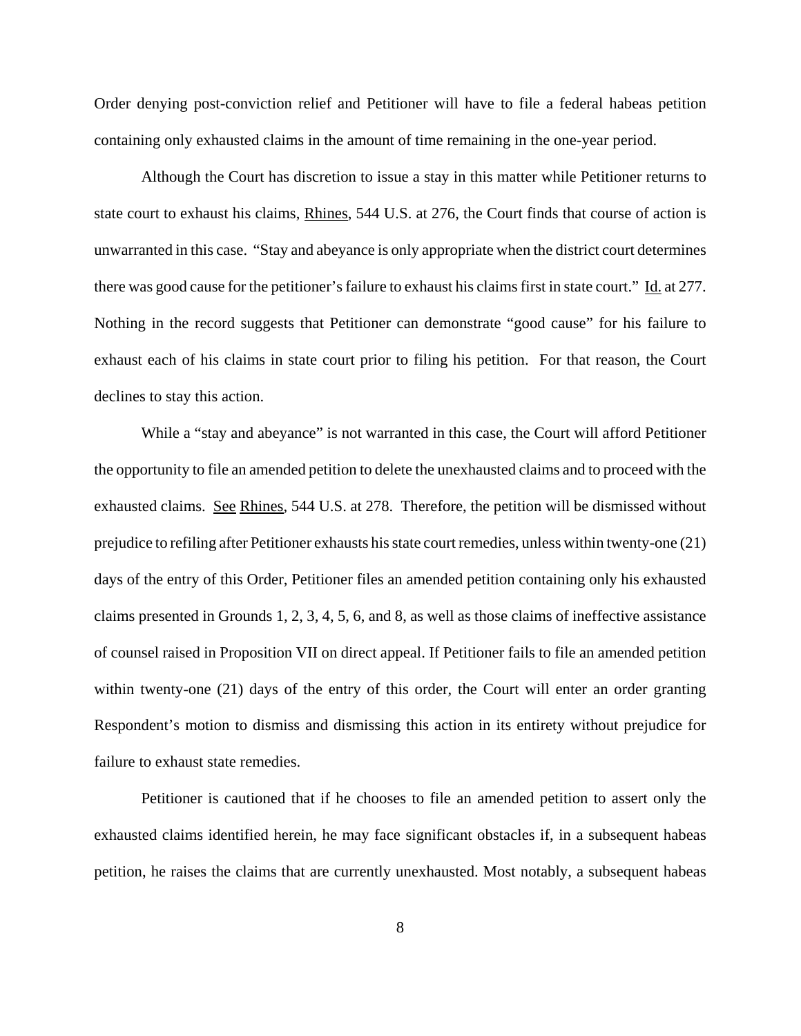Order denying post-conviction relief and Petitioner will have to file a federal habeas petition containing only exhausted claims in the amount of time remaining in the one-year period.

Although the Court has discretion to issue a stay in this matter while Petitioner returns to state court to exhaust his claims, Rhines, 544 U.S. at 276, the Court finds that course of action is unwarranted in this case. "Stay and abeyance is only appropriate when the district court determines there was good cause for the petitioner's failure to exhaust his claims first in state court." Id. at 277. Nothing in the record suggests that Petitioner can demonstrate "good cause" for his failure to exhaust each of his claims in state court prior to filing his petition. For that reason, the Court declines to stay this action.

While a "stay and abeyance" is not warranted in this case, the Court will afford Petitioner the opportunity to file an amended petition to delete the unexhausted claims and to proceed with the exhausted claims. See Rhines, 544 U.S. at 278. Therefore, the petition will be dismissed without prejudice to refiling after Petitioner exhausts his state court remedies, unless within twenty-one (21) days of the entry of this Order, Petitioner files an amended petition containing only his exhausted claims presented in Grounds 1, 2, 3, 4, 5, 6, and 8, as well as those claims of ineffective assistance of counsel raised in Proposition VII on direct appeal. If Petitioner fails to file an amended petition within twenty-one (21) days of the entry of this order, the Court will enter an order granting Respondent's motion to dismiss and dismissing this action in its entirety without prejudice for failure to exhaust state remedies.

Petitioner is cautioned that if he chooses to file an amended petition to assert only the exhausted claims identified herein, he may face significant obstacles if, in a subsequent habeas petition, he raises the claims that are currently unexhausted. Most notably, a subsequent habeas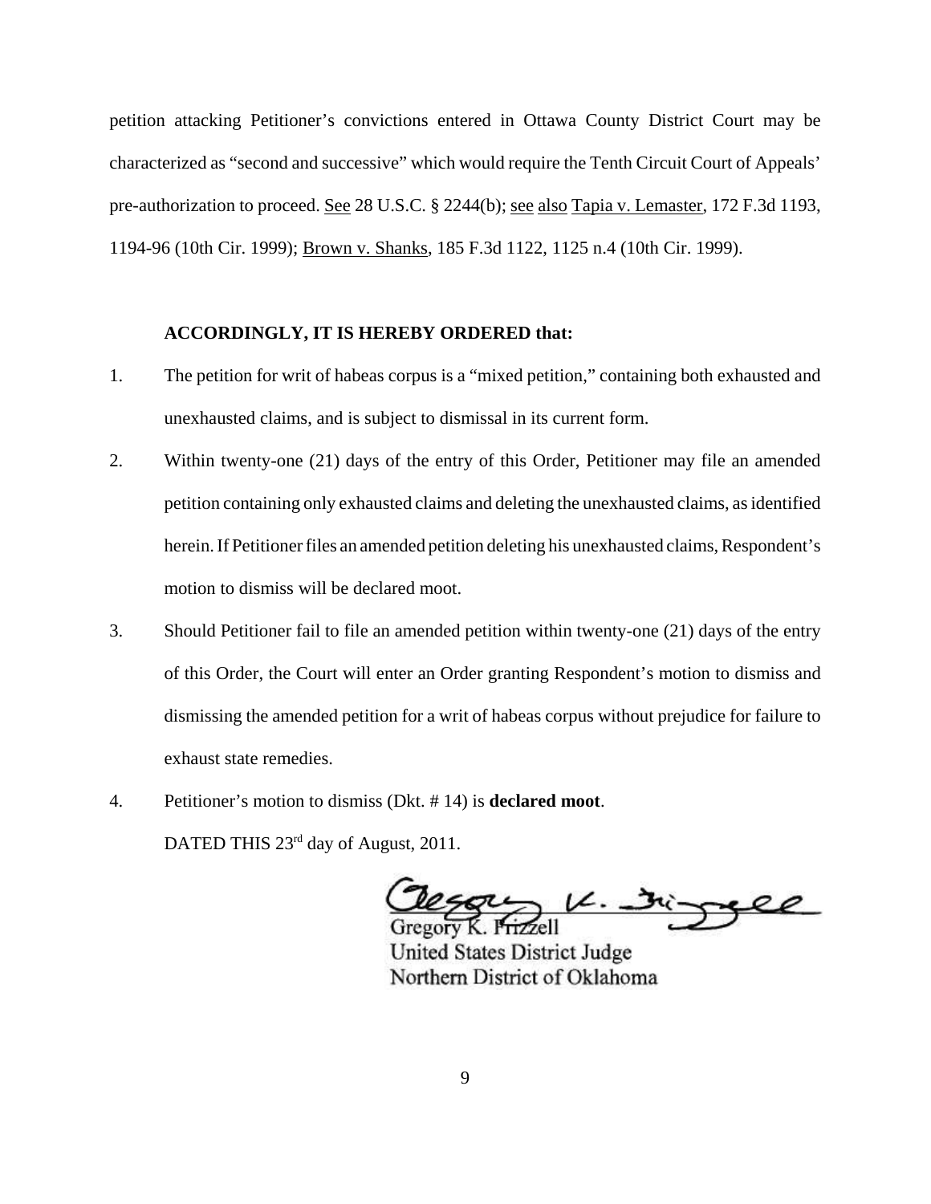petition attacking Petitioner's convictions entered in Ottawa County District Court may be characterized as "second and successive" which would require the Tenth Circuit Court of Appeals' pre-authorization to proceed. See 28 U.S.C. § 2244(b); see also Tapia v. Lemaster, 172 F.3d 1193, 1194-96 (10th Cir. 1999); Brown v. Shanks, 185 F.3d 1122, 1125 n.4 (10th Cir. 1999).

**ACCORDINGLY, IT IS HEREBY ORDERED that:**

1. The petition for writ of habeas corpus is a "mixed petition," containing both exhausted and unexhausted claims, and is subject to dismissal in its current form.
2. Within twenty-one (21) days of the entry of this Order, Petitioner may file an amended petition containing only exhausted claims and deleting the unexhausted claims, as identified herein. If Petitioner files an amended petition deleting his unexhausted claims, Respondent's motion to dismiss will be declared moot.
3. Should Petitioner fail to file an amended petition within twenty-one (21) days of the entry of this Order, the Court will enter an Order granting Respondent's motion to dismiss and dismissing the amended petition for a writ of habeas corpus without prejudice for failure to exhaust state remedies.
4. Petitioner's motion to dismiss (Dkt. # 14) is **declared moot**.

DATED THIS 23rd day of August, 2011.

Gregory K. Frizzell
United States District Judge
Northern District of Oklahoma